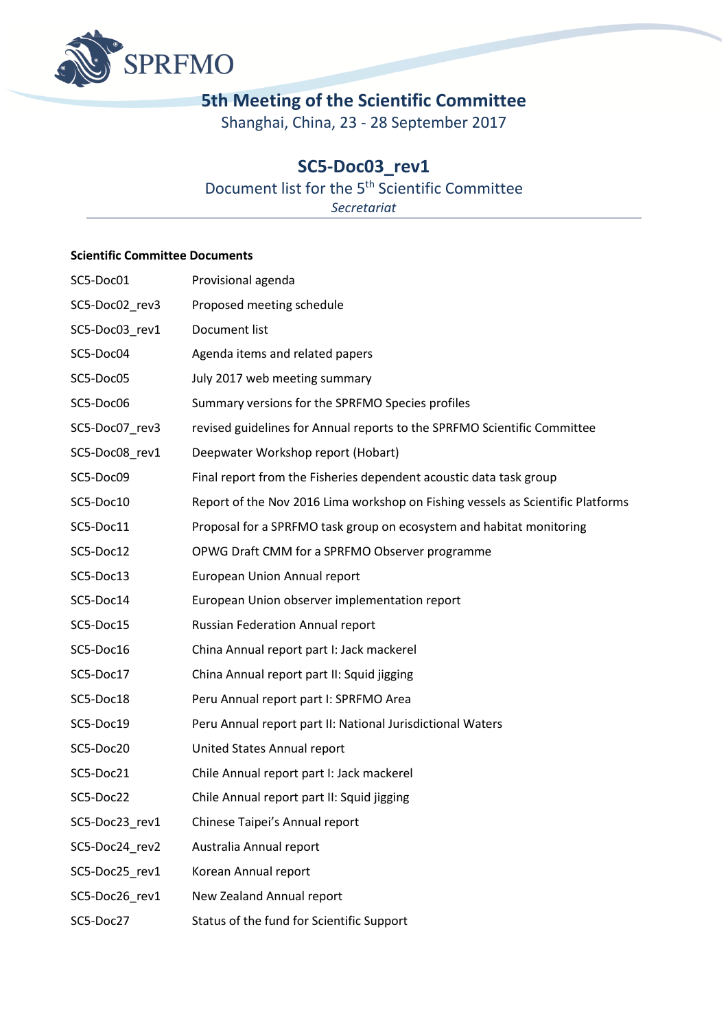SPRFMO

# 5th Meeting of the Scientific Committee

Shanghai, China, 23 - 28 September 2017

## SC5-Doc03_rev1

Document list for the 5th Scientific Committee

*Secretariat*

---

**Scientific Committee Documents**

| | |
|---|---|
| SC5-Doc01 | Provisional agenda |
| SC5-Doc02_rev3 | Proposed meeting schedule |
| SC5-Doc03_rev1 | Document list |
| SC5-Doc04 | Agenda items and related papers |
| SC5-Doc05 | July 2017 web meeting summary |
| SC5-Doc06 | Summary versions for the SPRFMO Species profiles |
| SC5-Doc07_rev3 | revised guidelines for Annual reports to the SPRFMO Scientific Committee |
| SC5-Doc08_rev1 | Deepwater Workshop report (Hobart) |
| SC5-Doc09 | Final report from the Fisheries dependent acoustic data task group |
| SC5-Doc10 | Report of the Nov 2016 Lima workshop on Fishing vessels as Scientific Platforms |
| SC5-Doc11 | Proposal for a SPRFMO task group on ecosystem and habitat monitoring |
| SC5-Doc12 | OPWG Draft CMM for a SPRFMO Observer programme |
| SC5-Doc13 | European Union Annual report |
| SC5-Doc14 | European Union observer implementation report |
| SC5-Doc15 | Russian Federation Annual report |
| SC5-Doc16 | China Annual report part I: Jack mackerel |
| SC5-Doc17 | China Annual report part II: Squid jigging |
| SC5-Doc18 | Peru Annual report part I: SPRFMO Area |
| SC5-Doc19 | Peru Annual report part II: National Jurisdictional Waters |
| SC5-Doc20 | United States Annual report |
| SC5-Doc21 | Chile Annual report part I: Jack mackerel |
| SC5-Doc22 | Chile Annual report part II: Squid jigging |
| SC5-Doc23_rev1 | Chinese Taipei's Annual report |
| SC5-Doc24_rev2 | Australia Annual report |
| SC5-Doc25_rev1 | Korean Annual report |
| SC5-Doc26_rev1 | New Zealand Annual report |
| SC5-Doc27 | Status of the fund for Scientific Support |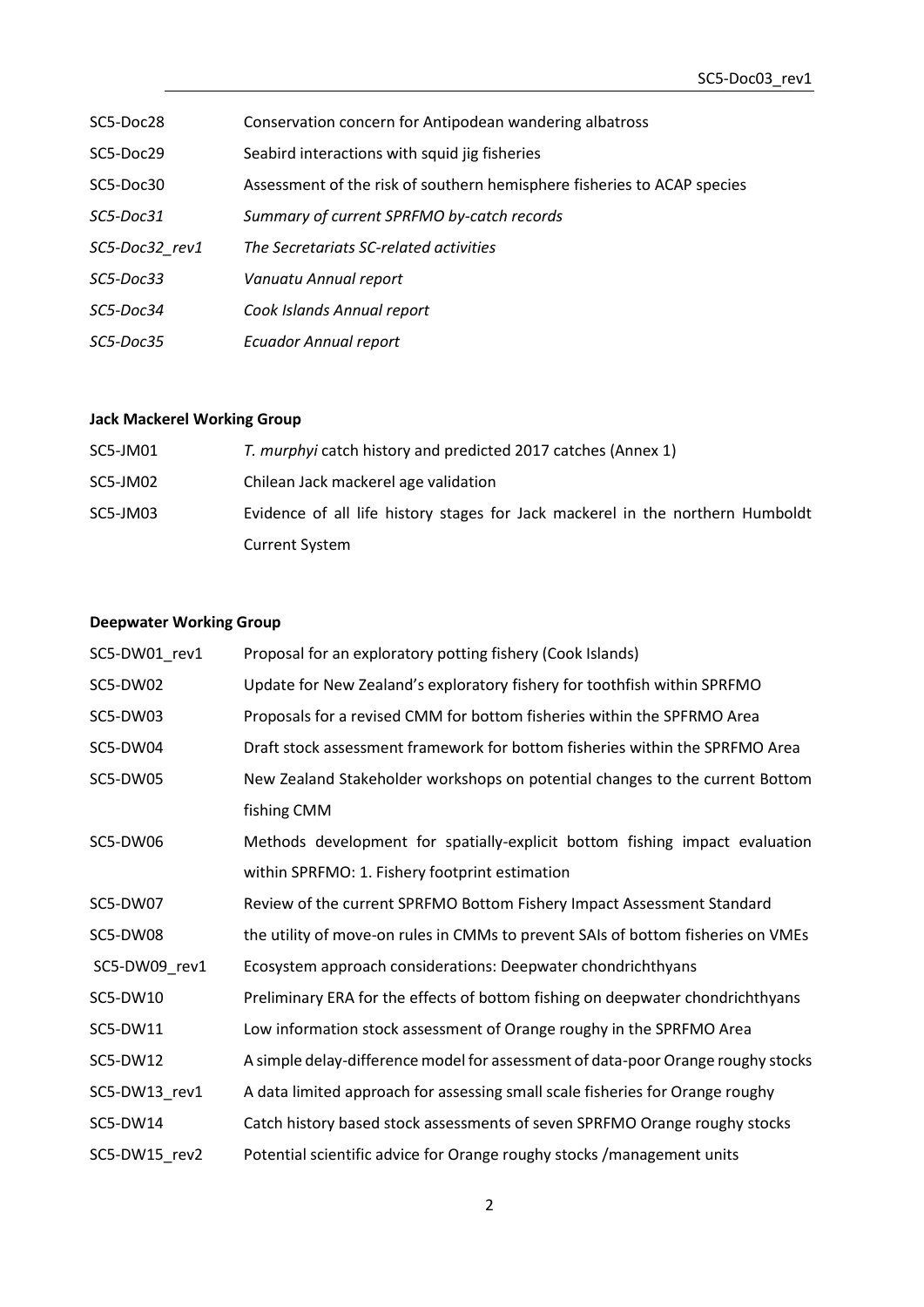| | |
|---|---|
| SC5-Doc28 | Conservation concern for Antipodean wandering albatross |
| SC5-Doc29 | Seabird interactions with squid jig fisheries |
| SC5-Doc30 | Assessment of the risk of southern hemisphere fisheries to ACAP species |
| *SC5-Doc31* | *Summary of current SPRFMO by-catch records* |
| *SC5-Doc32_rev1* | *The Secretariats SC-related activities* |
| *SC5-Doc33* | *Vanuatu Annual report* |
| *SC5-Doc34* | *Cook Islands Annual report* |
| *SC5-Doc35* | *Ecuador Annual report* |

**Jack Mackerel Working Group**

| | |
|---|---|
| SC5-JM01 | *T. murphyi* catch history and predicted 2017 catches (Annex 1) |
| SC5-JM02 | Chilean Jack mackerel age validation |
| SC5-JM03 | Evidence of all life history stages for Jack mackerel in the northern Humboldt Current System |

**Deepwater Working Group**

| | |
|---|---|
| SC5-DW01_rev1 | Proposal for an exploratory potting fishery (Cook Islands) |
| SC5-DW02 | Update for New Zealand's exploratory fishery for toothfish within SPRFMO |
| SC5-DW03 | Proposals for a revised CMM for bottom fisheries within the SPFRMO Area |
| SC5-DW04 | Draft stock assessment framework for bottom fisheries within the SPRFMO Area |
| SC5-DW05 | New Zealand Stakeholder workshops on potential changes to the current Bottom fishing CMM |
| SC5-DW06 | Methods development for spatially-explicit bottom fishing impact evaluation within SPRFMO: 1. Fishery footprint estimation |
| SC5-DW07 | Review of the current SPRFMO Bottom Fishery Impact Assessment Standard |
| SC5-DW08 | the utility of move-on rules in CMMs to prevent SAIs of bottom fisheries on VMEs |
| SC5-DW09_rev1 | Ecosystem approach considerations: Deepwater chondrichthyans |
| SC5-DW10 | Preliminary ERA for the effects of bottom fishing on deepwater chondrichthyans |
| SC5-DW11 | Low information stock assessment of Orange roughy in the SPRFMO Area |
| SC5-DW12 | A simple delay-difference model for assessment of data-poor Orange roughy stocks |
| SC5-DW13_rev1 | A data limited approach for assessing small scale fisheries for Orange roughy |
| SC5-DW14 | Catch history based stock assessments of seven SPRFMO Orange roughy stocks |
| SC5-DW15_rev2 | Potential scientific advice for Orange roughy stocks /management units |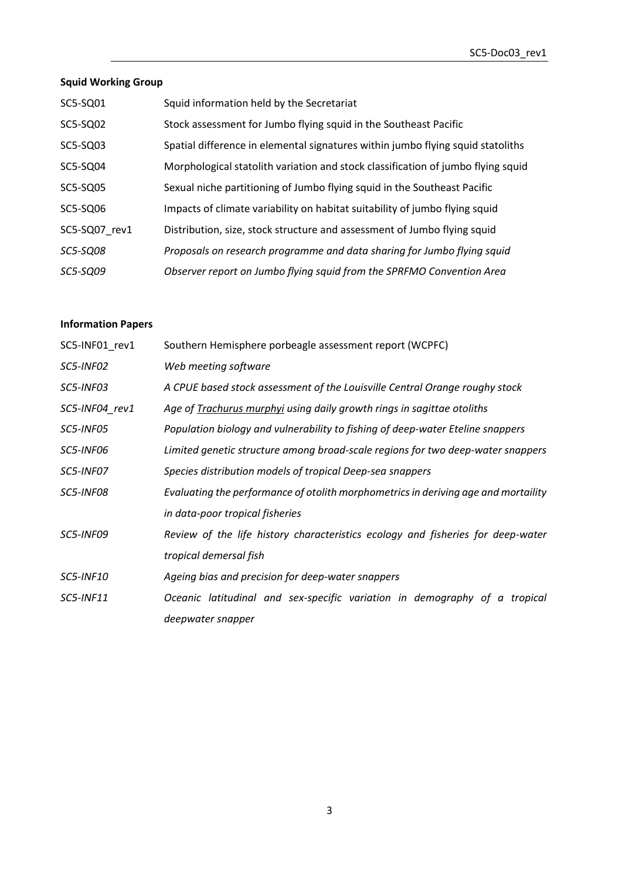**Squid Working Group**

| | |
|---|---|
| SC5-SQ01 | Squid information held by the Secretariat |
| SC5-SQ02 | Stock assessment for Jumbo flying squid in the Southeast Pacific |
| SC5-SQ03 | Spatial difference in elemental signatures within jumbo flying squid statoliths |
| SC5-SQ04 | Morphological statolith variation and stock classification of jumbo flying squid |
| SC5-SQ05 | Sexual niche partitioning of Jumbo flying squid in the Southeast Pacific |
| SC5-SQ06 | Impacts of climate variability on habitat suitability of jumbo flying squid |
| SC5-SQ07_rev1 | Distribution, size, stock structure and assessment of Jumbo flying squid |
| *SC5-SQ08* | *Proposals on research programme and data sharing for Jumbo flying squid* |
| *SC5-SQ09* | *Observer report on Jumbo flying squid from the SPRFMO Convention Area* |

**Information Papers**

| | |
|---|---|
| SC5-INF01_rev1 | Southern Hemisphere porbeagle assessment report (WCPFC) |
| *SC5-INF02* | *Web meeting software* |
| *SC5-INF03* | *A CPUE based stock assessment of the Louisville Central Orange roughy stock* |
| *SC5-INF04_rev1* | *Age of Trachurus murphyi using daily growth rings in sagittae otoliths* |
| *SC5-INF05* | *Population biology and vulnerability to fishing of deep-water Eteline snappers* |
| *SC5-INF06* | *Limited genetic structure among broad-scale regions for two deep-water snappers* |
| *SC5-INF07* | *Species distribution models of tropical Deep-sea snappers* |
| *SC5-INF08* | *Evaluating the performance of otolith morphometrics in deriving age and mortaility in data-poor tropical fisheries* |
| *SC5-INF09* | *Review of the life history characteristics ecology and fisheries for deep-water tropical demersal fish* |
| *SC5-INF10* | *Ageing bias and precision for deep-water snappers* |
| *SC5-INF11* | *Oceanic latitudinal and sex-specific variation in demography of a tropical deepwater snapper* |